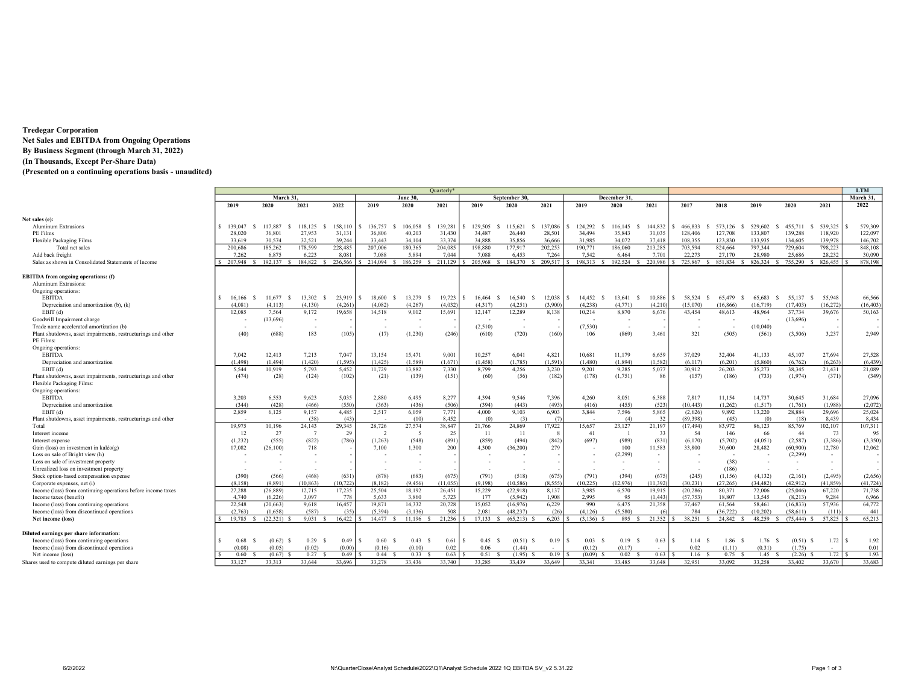**Tredegar Corporation**
**Net Sales and EBITDA from Ongoing Operations**
**By Business Segment (through March 31, 2022)**
**(In Thousands, Except Per-Share Data)**
**(Presented on a continuing operations basis - unaudited)**

| | Quarterly* | | | | | | | | | | | | | | | | | | | | | LTM |
|---|---|---|---|---|---|---|---|---|---|---|---|---|---|---|---|---|---|---|---|---|---|---|
| | March 31, | | | | June 30, | | | September 30, | | | December 31, | | | | | | | | | | | March 31, |
| | 2019 | 2020 | 2021 | 2022 | 2019 | 2020 | 2021 | 2019 | 2020 | 2021 | 2019 | 2020 | 2021 | 2017 | 2018 | 2019 | 2020 | 2021 | | | | 2022 |
| **Net sales (e):** | | | | | | | | | | | | | | | | | | | | | | |
| Aluminum Extrusions | $ 139,047 | $ 117,887 | $ 118,125 | $ 158,110 | $ 136,757 | $ 106,058 | $ 139,281 | $ 129,505 | $ 115,621 | $ 137,086 | $ 124,292 | $ 116,145 | $ 144,832 | $ 466,833 | $ 573,126 | $ 529,602 | $ 455,711 | $ 539,325 | | | | $ 579,309 |
| PE Films | 28,020 | 36,801 | 27,953 | 31,131 | 36,806 | 40,203 | 31,430 | 34,487 | 26,440 | 28,501 | 34,494 | 35,843 | 31,035 | 128,406 | 127,708 | 133,807 | 139,288 | 118,920 | | | | 122,097 |
| Flexible Packaging Films | 33,619 | 30,574 | 32,521 | 39,244 | 33,443 | 34,104 | 33,374 | 34,888 | 35,856 | 36,666 | 31,985 | 34,072 | 37,418 | 108,355 | 123,830 | 133,935 | 134,605 | 139,978 | | | | 146,702 |
| Total net sales | 200,686 | 185,262 | 178,599 | 228,485 | 207,006 | 180,365 | 204,085 | 198,880 | 177,917 | 202,253 | 190,771 | 186,060 | 213,285 | 703,594 | 824,664 | 797,344 | 729,604 | 798,223 | | | | 848,108 |
| Add back freight | 7,262 | 6,875 | 6,223 | 8,081 | 7,088 | 5,894 | 7,044 | 7,088 | 6,453 | 7,264 | 7,542 | 6,464 | 7,701 | 22,273 | 27,170 | 28,980 | 25,686 | 28,232 | | | | 30,090 |
| Sales as shown in Consolidated Statements of Income | $ 207,948 | $ 192,137 | $ 184,822 | $ 236,566 | $ 214,094 | $ 186,259 | $ 211,129 | $ 205,968 | $ 184,370 | $ 209,517 | $ 198,313 | $ 192,524 | $ 220,986 | $ 725,867 | $ 851,834 | $ 826,324 | $ 755,290 | $ 826,455 | | | | $ 878,198 |
| **EBITDA from ongoing operations: (f)** | | | | | | | | | | | | | | | | | | | | | | |
| Aluminum Extrusions: | | | | | | | | | | | | | | | | | | | | | | |
| Ongoing operations: | | | | | | | | | | | | | | | | | | | | | | |
| EBITDA | $ 16,166 | $ 11,677 | $ 13,302 | $ 23,919 | $ 18,600 | $ 13,279 | $ 19,723 | $ 16,464 | $ 16,540 | $ 12,038 | $ 14,452 | $ 13,641 | $ 10,886 | $ 58,524 | $ 65,479 | $ 65,683 | $ 55,137 | $ 55,948 | | | | 66,566 |
| Depreciation and amortization (b), (k) | (4,081) | (4,113) | (4,130) | (4,261) | (4,082) | (4,267) | (4,032) | (4,317) | (4,251) | (3,900) | (4,238) | (4,771) | (4,210) | (15,070) | (16,866) | (16,719) | (17,403) | (16,272) | | | | (16,403) |
| EBIT (d) | 12,085 | 7,564 | 9,172 | 19,658 | 14,518 | 9,012 | 15,691 | 12,147 | 12,289 | 8,138 | 10,214 | 8,870 | 6,676 | 43,454 | 48,613 | 48,964 | 37,734 | 39,676 | | | | 50,163 |
| Goodwill Impairment charge | - | (13,696) | - | - | - | - | - | - | - | - | - | - | - | - | - | - | (13,696) | - | | | | - |
| Trade name accelerated amortization (b) | - | - | - | - | - | - | - | (2,510) | - | - | (7,530) | - | - | - | - | (10,040) | - | - | | | | - |
| Plant shutdowns, asset impairments, restructurings and other | (40) | (688) | 183 | (105) | (17) | (1,230) | (246) | (610) | (720) | (160) | 106 | (869) | 3,461 | 321 | (505) | (561) | (3,506) | 3,237 | | | | 2,949 |
| PE Films: | | | | | | | | | | | | | | | | | | | | | | |
| Ongoing operations: | | | | | | | | | | | | | | | | | | | | | | |
| EBITDA | 7,042 | 12,413 | 7,213 | 7,047 | 13,154 | 15,471 | 9,001 | 10,257 | 6,041 | 4,821 | 10,681 | 11,179 | 6,659 | 37,029 | 32,404 | 41,133 | 45,107 | 27,694 | | | | 27,528 |
| Depreciation and amortization | (1,498) | (1,494) | (1,420) | (1,595) | (1,425) | (1,589) | (1,671) | (1,458) | (1,785) | (1,591) | (1,480) | (1,894) | (1,582) | (6,117) | (6,201) | (5,860) | (6,762) | (6,263) | | | | (6,439) |
| EBIT (d) | 5,544 | 10,919 | 5,793 | 5,452 | 11,729 | 13,882 | 7,330 | 8,799 | 4,256 | 3,230 | 9,201 | 9,285 | 5,077 | 30,912 | 26,203 | 35,273 | 38,345 | 21,431 | | | | 21,089 |
| Plant shutdowns, asset impairments, restructurings and other | (474) | (28) | (124) | (102) | (21) | (139) | (151) | (60) | (56) | (182) | (178) | (1,751) | 86 | (157) | (186) | (733) | (1,974) | (371) | | | | (349) |
| Flexible Packaging Films: | | | | | | | | | | | | | | | | | | | | | | |
| Ongoing operations: | | | | | | | | | | | | | | | | | | | | | | |
| EBITDA | 3,203 | 6,553 | 9,623 | 5,035 | 2,880 | 6,495 | 8,277 | 4,394 | 9,546 | 7,396 | 4,260 | 8,051 | 6,388 | 7,817 | 11,154 | 14,737 | 30,645 | 31,684 | | | | 27,096 |
| Depreciation and amortization | (344) | (428) | (466) | (550) | (363) | (436) | (506) | (394) | (443) | (493) | (416) | (455) | (523) | (10,443) | (1,262) | (1,517) | (1,761) | (1,988) | | | | (2,072) |
| EBIT (d) | 2,859 | 6,125 | 9,157 | 4,485 | 2,517 | 6,059 | 7,771 | 4,000 | 9,103 | 6,903 | 3,844 | 7,596 | 5,865 | (2,626) | 9,892 | 13,220 | 28,884 | 29,696 | | | | 25,024 |
| Plant shutdowns, asset impairments, restructurings and other | - | - | (38) | (43) | - | (10) | 8,452 | (0) | (3) | (7) | - | (4) | 32 | (89,398) | (45) | (0) | (18) | 8,439 | | | | 8,434 |
| Total | 19,975 | 10,196 | 24,143 | 29,345 | 28,726 | 27,574 | 38,847 | 21,766 | 24,869 | 17,922 | 15,657 | 23,127 | 21,197 | (17,494) | 83,972 | 86,123 | 85,769 | 102,107 | | | | 107,311 |
| Interest income | 12 | 27 | 7 | 29 | 2 | 5 | 25 | 11 | 11 | 8 | 41 | 1 | 33 | 54 | 146 | 66 | 44 | 73 | | | | 95 |
| Interest expense | (1,232) | (555) | (822) | (786) | (1,263) | (548) | (891) | (859) | (494) | (842) | (697) | (989) | (831) | (6,170) | (5,702) | (4,051) | (2,587) | (3,386) | | | | (3,350) |
| Gain (loss) on investment in kaléo(g) | 17,082 | (26,100) | 718 | - | 7,100 | 1,300 | 200 | 4,300 | (36,200) | 279 | - | 100 | 11,583 | 33,800 | 30,600 | 28,482 | (60,900) | 12,780 | | | | 12,062 |
| Loss on sale of Bright view (h) | - | - | - | - | - | - | - | - | - | - | - | (2,299) | - | - | - | - | (2,299) | - | | | | - |
| Loss on sale of investment property | - | - | - | - | - | - | - | - | - | - | - | - | - | - | (38) | - | - | - | | | | - |
| Unrealized loss on investment property | - | - | - | - | - | - | - | - | - | - | - | - | - | - | (186) | - | - | - | | | | - |
| Stock option-based compensation expense | (390) | (566) | (468) | (631) | (878) | (683) | (675) | (791) | (518) | (675) | (791) | (394) | (675) | (245) | (1,156) | (4,132) | (2,161) | (2,495) | | | | (2,656) |
| Corporate expenses, net (i) | (8,158) | (9,891) | (10,863) | (10,722) | (8,182) | (9,456) | (11,055) | (9,198) | (10,586) | (8,555) | (10,225) | (12,976) | (11,392) | (30,231) | (27,265) | (34,482) | (42,912) | (41,859) | | | | (41,724) |
| Income (loss) from continuing operations before income taxes | 27,288 | (26,889) | 12,715 | 17,235 | 25,504 | 18,192 | 26,451 | 15,229 | (22,918) | 8,137 | 3,985 | 6,570 | 19,915 | (20,286) | 80,371 | 72,006 | (25,046) | 67,220 | | | | 71,738 |
| Income taxes (benefit) | 4,740 | (6,226) | 3,097 | 778 | 5,633 | 3,860 | 5,723 | 177 | (5,942) | 1,908 | 2,995 | 95 | (1,443) | (57,753) | 18,807 | 13,545 | (8,213) | 9,284 | | | | 6,966 |
| Income (loss) from continuing operations | 22,548 | (20,663) | 9,618 | 16,457 | 19,871 | 14,332 | 20,728 | 15,052 | (16,976) | 6,229 | 990 | 6,475 | 21,358 | 37,467 | 61,564 | 58,461 | (16,833) | 57,936 | | | | 64,772 |
| Income (loss) from discontinued operations | (2,763) | (1,658) | (587) | (35) | (5,394) | (3,136) | 508 | 2,081 | (48,237) | (26) | (4,126) | (5,580) | (6) | 784 | (36,722) | (10,202) | (58,611) | (111) | | | | 441 |
| **Net income (loss)** | $ 19,785 | $ (22,321) | $ 9,031 | $ 16,422 | $ 14,477 | $ 11,196 | $ 21,236 | $ 17,133 | $ (65,213) | $ 6,203 | $ (3,136) | $ 895 | $ 21,352 | $ 38,251 | $ 24,842 | $ 48,259 | $ (75,444) | $ 57,825 | | | | $ 65,213 |
| **Diluted earnings per share information:** | | | | | | | | | | | | | | | | | | | | | | |
| Income (loss) from continuing operations | $ 0.68 | $ (0.62) | $ 0.29 | $ 0.49 | $ 0.60 | $ 0.43 | $ 0.61 | $ 0.45 | $ (0.51) | $ 0.19 | $ 0.03 | $ 0.19 | $ 0.63 | $ 1.14 | $ 1.86 | $ 1.76 | $ (0.51) | $ 1.72 | | | | $ 1.92 |
| Income (loss) from discontinued operations | (0.08) | (0.05) | (0.02) | (0.00) | (0.16) | (0.10) | 0.02 | 0.06 | (1.44) | - | (0.12) | (0.17) | - | 0.02 | (1.11) | (0.31) | (1.75) | - | | | | 0.01 |
| Net income (loss) | $ 0.60 | $ (0.67) | $ 0.27 | $ 0.49 | $ 0.44 | $ 0.33 | $ 0.63 | $ 0.51 | $ (1.95) | $ 0.19 | $ (0.09) | $ 0.02 | $ 0.63 | $ 1.16 | $ 0.75 | $ 1.45 | $ (2.26) | $ 1.72 | | | | $ 1.93 |
| Shares used to compute diluted earnings per share | 33,127 | 33,313 | 33,644 | 33,696 | 33,278 | 33,436 | 33,740 | 33,285 | 33,439 | 33,649 | 33,341 | 33,485 | 33,648 | 32,951 | 33,092 | 33,258 | 33,402 | 33,670 | | | | 33,683 |

6/2/2022 N:\QuarterClose\Analyst Schedule\2022\Q1\Analyst Schedule 2022 1Q EBITDA SV_v2 5.31.22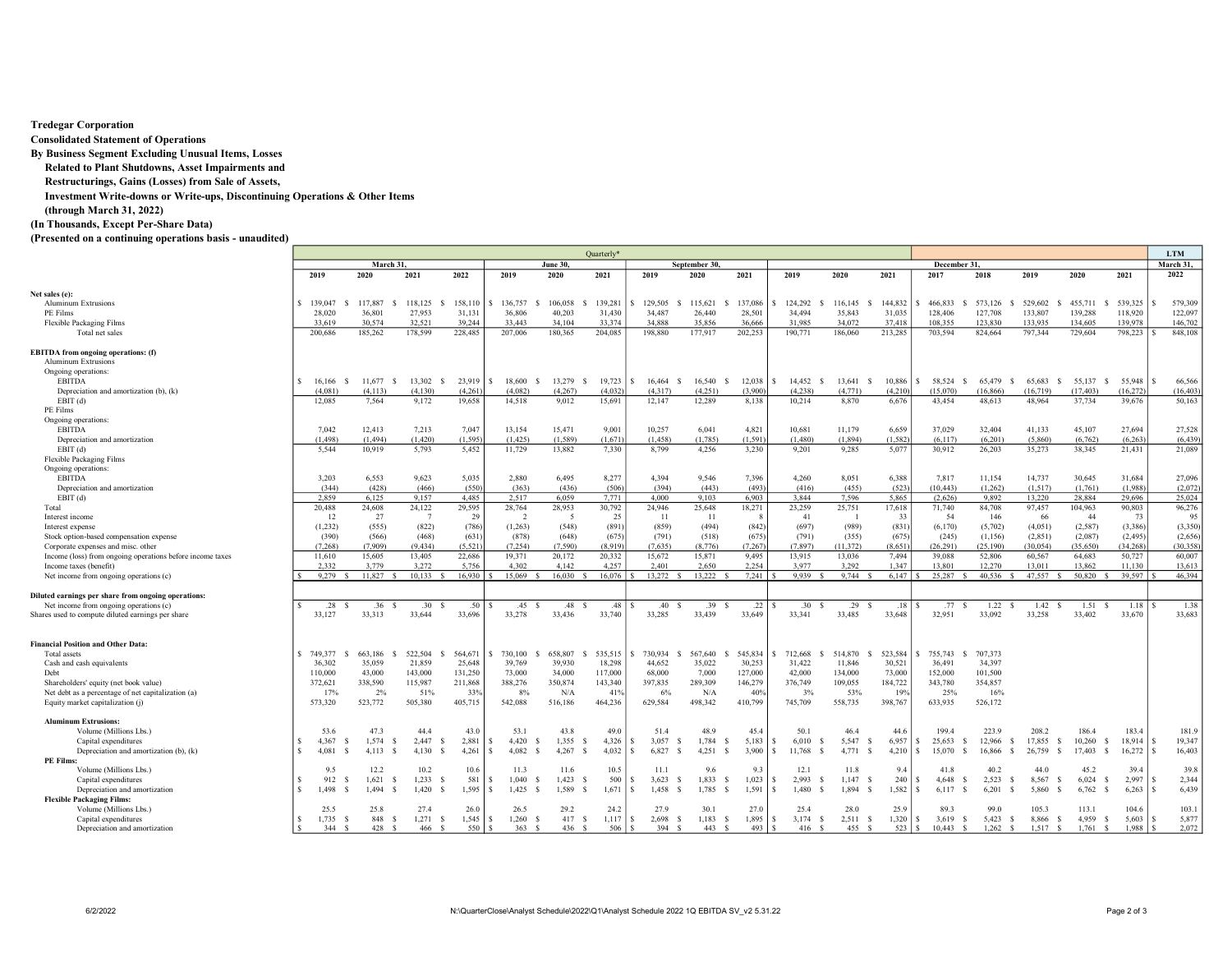**Tredegar Corporation**
**Consolidated Statement of Operations**
**By Business Segment Excluding Unusual Items, Losses**
**Related to Plant Shutdowns, Asset Impairments and**
**Restructurings, Gains (Losses) from Sale of Assets,**
**Investment Write-downs or Write-ups, Discontinuing Operations & Other Items**
**(through March 31, 2022)**
**(In Thousands, Except Per-Share Data)**
**(Presented on a continuing operations basis - unaudited)**

| | Quarterly* | | | | | | | | | | | | | | | | December 31, | | | | | | LTM |
|---|---|---|---|---|---|---|---|---|---|---|---|---|---|---|---|---|---|---|---|---|---|---|---|
| | March 31, | | | | June 30, | | | September 30, | | | December 31, | | | | | | | | | | | | March 31, |
| | 2019 | 2020 | 2021 | 2022 | 2019 | 2020 | 2021 | 2019 | 2020 | 2021 | 2019 | 2020 | 2021 | | | | 2017 | 2018 | 2019 | 2020 | 2021 | | 2022 |
| **Net sales (e):** | | | | | | | | | | | | | | | | | | | | | | | |
| Aluminum Extrusions | $ 139,047 | $ 117,887 | $ 118,125 | $ 158,110 | $ 136,757 | $ 106,058 | $ 139,281 | $ 129,505 | $ 115,621 | $ 137,086 | $ 124,292 | $ 116,145 | $ 144,832 | | | | $ 466,833 | $ 573,126 | $ 529,602 | $ 455,711 | $ 539,325 | | $ 579,309 |
| PE Films | 28,020 | 36,801 | 27,953 | 31,131 | 36,806 | 40,203 | 31,430 | 34,487 | 26,440 | 28,501 | 34,494 | 35,843 | 31,035 | | | | 128,406 | 127,708 | 133,807 | 139,288 | 118,920 | | 122,097 |
| Flexible Packaging Films | 33,619 | 30,574 | 32,521 | 39,244 | 33,443 | 34,104 | 33,374 | 34,888 | 35,856 | 36,666 | 31,985 | 34,072 | 37,418 | | | | 108,355 | 123,830 | 133,935 | 134,605 | 139,978 | | 146,702 |
| Total net sales | 200,686 | 185,262 | 178,599 | 228,485 | 207,006 | 180,365 | 204,085 | 198,880 | 177,917 | 202,253 | 190,771 | 186,060 | 213,285 | | | | 703,594 | 824,664 | 797,344 | 729,604 | 798,223 | | $ 848,108 |
| **EBITDA from ongoing operations: (f)** | | | | | | | | | | | | | | | | | | | | | | | |
| Aluminum Extrusions | | | | | | | | | | | | | | | | | | | | | | | |
| Ongoing operations: | | | | | | | | | | | | | | | | | | | | | | | |
| EBITDA | $ 16,166 | $ 11,677 | $ 13,302 | $ 23,919 | $ 18,600 | $ 13,279 | $ 19,723 | $ 16,464 | $ 16,540 | $ 12,038 | $ 14,452 | $ 13,641 | $ 10,886 | | | | $ 58,524 | $ 65,479 | $ 65,683 | $ 55,137 | $ 55,948 | | $ 66,566 |
| Depreciation and amortization (b), (k) | (4,081) | (4,113) | (4,130) | (4,261) | (4,082) | (4,267) | (4,032) | (4,317) | (4,251) | (3,900) | (4,238) | (4,771) | (4,210) | | | | (15,070) | (16,866) | (16,719) | (17,403) | (16,272) | | (16,403) |
| EBIT (d) | 12,085 | 7,564 | 9,172 | 19,658 | 14,518 | 9,012 | 15,691 | 12,147 | 12,289 | 8,138 | 10,214 | 8,870 | 6,676 | | | | 43,454 | 48,613 | 48,964 | 37,734 | 39,676 | | 50,163 |
| PE Films | | | | | | | | | | | | | | | | | | | | | | | |
| Ongoing operations: | | | | | | | | | | | | | | | | | | | | | | | |
| EBITDA | 7,042 | 12,413 | 7,213 | 7,047 | 13,154 | 15,471 | 9,001 | 10,257 | 6,041 | 4,821 | 10,681 | 11,179 | 6,659 | | | | 37,029 | 32,404 | 41,133 | 45,107 | 27,694 | | 27,528 |
| Depreciation and amortization | (1,498) | (1,494) | (1,420) | (1,595) | (1,425) | (1,589) | (1,671) | (1,458) | (1,785) | (1,591) | (1,480) | (1,894) | (1,582) | | | | (6,117) | (6,201) | (5,860) | (6,762) | (6,263) | | (6,439) |
| EBIT (d) | 5,544 | 10,919 | 5,793 | 5,452 | 11,729 | 13,882 | 7,330 | 8,799 | 4,256 | 3,230 | 9,201 | 9,285 | 5,077 | | | | 30,912 | 26,203 | 35,273 | 38,345 | 21,431 | | 21,089 |
| Flexible Packaging Films | | | | | | | | | | | | | | | | | | | | | | | |
| Ongoing operations: | | | | | | | | | | | | | | | | | | | | | | | |
| EBITDA | 3,203 | 6,553 | 9,623 | 5,035 | 2,880 | 6,495 | 8,277 | 4,394 | 9,546 | 7,396 | 4,260 | 8,051 | 6,388 | | | | 7,817 | 11,154 | 14,737 | 30,645 | 31,684 | | 27,096 |
| Depreciation and amortization | (344) | (428) | (466) | (550) | (363) | (436) | (506) | (394) | (443) | (493) | (416) | (455) | (523) | | | | (10,443) | (1,262) | (1,517) | (1,761) | (1,988) | | (2,072) |
| EBIT (d) | 2,859 | 6,125 | 9,157 | 4,485 | 2,517 | 6,059 | 7,771 | 4,000 | 9,103 | 6,903 | 3,844 | 7,596 | 5,865 | | | | (2,626) | 9,892 | 13,220 | 28,884 | 29,696 | | 25,024 |
| Total | 20,488 | 24,608 | 24,122 | 29,595 | 28,764 | 28,953 | 30,792 | 24,946 | 25,648 | 18,271 | 23,259 | 25,751 | 17,618 | | | | 71,740 | 84,708 | 97,457 | 104,963 | 90,803 | | 96,276 |
| Interest income | 12 | 27 | 7 | 29 | 2 | 5 | 25 | 11 | 11 | 8 | 41 | 1 | 33 | | | | 54 | 146 | 66 | 44 | 73 | | 95 |
| Interest expense | (1,232) | (555) | (822) | (786) | (1,263) | (548) | (891) | (859) | (494) | (842) | (697) | (989) | (831) | | | | (6,170) | (5,702) | (4,051) | (2,587) | (3,386) | | (3,350) |
| Stock option-based compensation expense | (390) | (566) | (468) | (631) | (878) | (648) | (675) | (791) | (518) | (675) | (791) | (355) | (675) | | | | (245) | (1,156) | (2,851) | (2,087) | (2,495) | | (2,656) |
| Corporate expenses and misc. other | (7,268) | (7,909) | (9,434) | (5,521) | (7,254) | (7,590) | (8,919) | (7,635) | (8,776) | (7,267) | (7,897) | (11,372) | (8,651) | | | | (26,291) | (25,190) | (30,054) | (35,650) | (34,268) | | (30,358) |
| Income (loss) from ongoing operations before income taxes | 11,610 | 15,605 | 13,405 | 22,686 | 19,371 | 20,172 | 20,332 | 15,672 | 15,871 | 9,495 | 13,915 | 13,036 | 7,494 | | | | 39,088 | 52,806 | 60,567 | 64,683 | 50,727 | | 60,007 |
| Income taxes (benefit) | 2,332 | 3,779 | 3,272 | 5,756 | 4,302 | 4,142 | 4,257 | 2,401 | 2,650 | 2,254 | 3,977 | 3,292 | 1,347 | | | | 13,801 | 12,270 | 13,011 | 13,862 | 11,130 | | 13,613 |
| Net income from ongoing operations (c) | $ 9,279 | $ 11,827 | $ 10,133 | $ 16,930 | $ 15,069 | $ 16,030 | $ 16,076 | $ 13,272 | $ 13,222 | $ 7,241 | $ 9,939 | $ 9,744 | $ 6,147 | | | | $ 25,287 | $ 40,536 | $ 47,557 | $ 50,820 | $ 39,597 | | $ 46,394 |
| **Diluted earnings per share from ongoing operations:** | | | | | | | | | | | | | | | | | | | | | | | |
| Net income from ongoing operations (c) | $ .28 | $ .36 | $ .30 | $ .50 | $ .45 | $ .48 | $ .48 | $ .40 | $ .39 | $ .22 | $ .30 | $ .29 | $ .18 | | | | $ .77 | $ 1.22 | $ 1.42 | $ 1.51 | $ 1.18 | | $ 1.38 |
| Shares used to compute diluted earnings per share | 33,127 | 33,313 | 33,644 | 33,696 | 33,278 | 33,436 | 33,740 | 33,285 | 33,439 | 33,649 | 33,341 | 33,485 | 33,648 | | | | 32,951 | 33,092 | 33,258 | 33,402 | 33,670 | | 33,683 |
| **Financial Position and Other Data:** | | | | | | | | | | | | | | | | | | | | | | | |
| Total assets | $ 749,377 | $ 663,186 | $ 522,504 | $ 564,671 | $ 730,100 | $ 658,807 | $ 535,515 | $ 730,934 | $ 567,640 | $ 545,834 | $ 712,668 | $ 514,870 | $ 523,584 | | | | $ 755,743 | $ 707,373 | | | | | |
| Cash and cash equivalents | 36,302 | 35,059 | 21,859 | 25,648 | 39,769 | 39,930 | 18,298 | 44,652 | 35,022 | 30,253 | 31,422 | 11,846 | 30,521 | | | | 36,491 | 34,397 | | | | | |
| Debt | 110,000 | 43,000 | 143,000 | 131,250 | 73,000 | 34,000 | 117,000 | 68,000 | 7,000 | 127,000 | 42,000 | 134,000 | 73,000 | | | | 152,000 | 101,500 | | | | | |
| Shareholders' equity (net book value) | 372,621 | 338,590 | 115,987 | 211,868 | 388,276 | 350,874 | 143,340 | 397,835 | 289,309 | 146,279 | 376,749 | 109,055 | 184,722 | | | | 343,780 | 354,857 | | | | | |
| Net debt as a percentage of net capitalization (a) | 17% | 2% | 51% | 33% | 8% | N/A | 41% | 6% | N/A | 40% | 3% | 53% | 19% | | | | 25% | 16% | | | | | |
| Equity market capitalization (j) | 573,320 | 523,772 | 505,380 | 405,715 | 542,088 | 516,186 | 464,236 | 629,584 | 498,342 | 410,799 | 745,709 | 558,735 | 398,767 | | | | 633,935 | 526,172 | | | | | |
| **Aluminum Extrusions:** | | | | | | | | | | | | | | | | | | | | | | | |
| Volume (Millions Lbs.) | 53.6 | 47.3 | 44.4 | 43.0 | 53.1 | 43.8 | 49.0 | 51.4 | 48.9 | 45.4 | 50.1 | 46.4 | 44.6 | | | | 199.4 | 223.9 | 208.2 | 186.4 | 183.4 | | 181.9 |
| Capital expenditures | $ 4,367 | $ 1,574 | $ 2,447 | $ 2,881 | $ 4,420 | $ 1,355 | $ 4,326 | $ 3,057 | $ 1,784 | $ 5,183 | $ 6,010 | $ 5,547 | $ 6,957 | | | | $ 25,653 | $ 12,966 | $ 17,855 | $ 10,260 | $ 18,914 | | $ 19,347 |
| Depreciation and amortization (b), (k) | $ 4,081 | $ 4,113 | $ 4,130 | $ 4,261 | $ 4,082 | $ 4,267 | $ 4,032 | $ 6,827 | $ 4,251 | $ 3,900 | $ 11,768 | $ 4,771 | $ 4,210 | | | | $ 15,070 | $ 16,866 | $ 26,759 | $ 17,403 | $ 16,272 | | $ 16,403 |
| **PE Films:** | | | | | | | | | | | | | | | | | | | | | | | |
| Volume (Millions Lbs.) | 9.5 | 12.2 | 10.2 | 10.6 | 11.3 | 11.6 | 10.5 | 11.1 | 9.6 | 9.3 | 12.1 | 11.8 | 9.4 | | | | 41.8 | 40.2 | 44.0 | 45.2 | 39.4 | | 39.8 |
| Capital expenditures | $ 912 | $ 1,621 | $ 1,233 | $ 581 | $ 1,040 | $ 1,423 | $ 500 | $ 3,623 | $ 1,833 | $ 1,023 | $ 2,993 | $ 1,147 | $ 240 | | | | $ 4,648 | $ 2,523 | $ 8,567 | $ 6,024 | $ 2,997 | | $ 2,344 |
| Depreciation and amortization | $ 1,498 | $ 1,494 | $ 1,420 | $ 1,595 | $ 1,425 | $ 1,589 | $ 1,671 | $ 1,458 | $ 1,785 | $ 1,591 | $ 1,480 | $ 1,894 | $ 1,582 | | | | $ 6,117 | $ 6,201 | $ 5,860 | $ 6,762 | $ 6,263 | | $ 6,439 |
| **Flexible Packaging Films:** | | | | | | | | | | | | | | | | | | | | | | | |
| Volume (Millions Lbs.) | 25.5 | 25.8 | 27.4 | 26.0 | 26.5 | 29.2 | 24.2 | 27.9 | 30.1 | 27.0 | 25.4 | 28.0 | 25.9 | | | | 89.3 | 99.0 | 105.3 | 113.1 | 104.6 | | 103.1 |
| Capital expenditures | $ 1,735 | $ 848 | $ 1,271 | $ 1,545 | $ 1,260 | $ 417 | $ 1,117 | $ 2,698 | $ 1,183 | $ 1,895 | $ 3,174 | $ 2,511 | $ 1,320 | | | | $ 3,619 | $ 5,423 | $ 8,866 | $ 4,959 | $ 5,603 | | $ 5,877 |
| Depreciation and amortization | $ 344 | $ 428 | $ 466 | $ 550 | $ 363 | $ 436 | $ 506 | $ 394 | $ 443 | $ 493 | $ 416 | $ 455 | $ 523 | | | | $ 10,443 | $ 1,262 | $ 1,517 | $ 1,761 | $ 1,988 | | $ 2,072 |

6/2/2022

N:\QuarterClose\Analyst Schedule\2022\Q1\Analyst Schedule 2022 1Q EBITDA SV_v2 5.31.22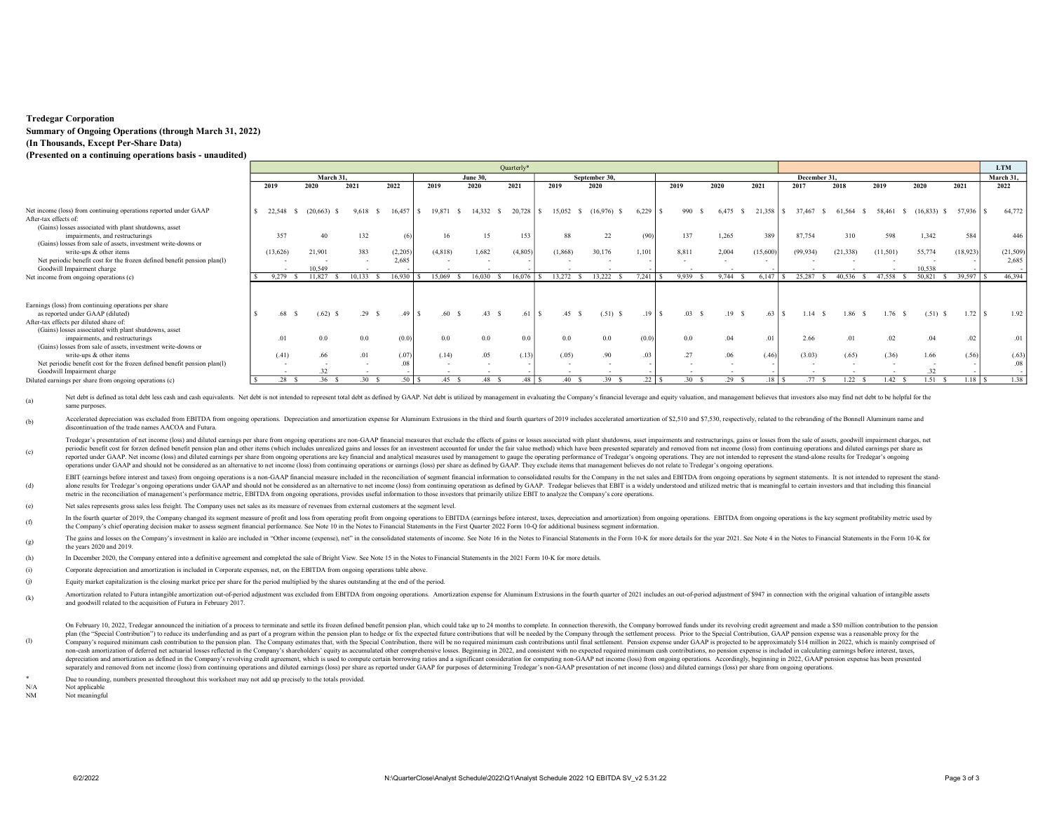**Tredegar Corporation**
**Summary of Ongoing Operations (through March 31, 2022)**
**(In Thousands, Except Per-Share Data)**
**(Presented on a continuing operations basis - unaudited)**

| | Quarterly* | | | | | | | | | | | | | | | | | | | | | | | LTM |
|---|---|---|---|---|---|---|---|---|---|---|---|---|---|---|---|---|---|---|---|---|---|---|---|---|
| | March 31, | | | | June 30, | | | September 30, | | | | December 31, | | | | | | | | | | | | March 31, |
| | 2019 | 2020 | 2021 | 2022 | 2019 | 2020 | 2021 | 2019 | 2020 | | 2019 | 2020 | 2021 | 2017 | 2018 | 2019 | 2020 | 2021 | | | | | | 2022 |
| Net income (loss) from continuing operations reported under GAAP | $ 22,548 | $ (20,663) | $ 9,618 | $ 16,457 | $ 19,871 | $ 14,332 | $ 20,728 | $ 15,052 | $ (16,976) | $ 6,229 | $ 990 | $ 6,475 | $ 21,358 | $ 37,467 | $ 61,564 | $ 58,461 | $ (16,833) | $ 57,936 | | | | | | $ 64,772 |
| After-tax effects of: | | | | | | | | | | | | | | | | | | | | | | | | |
| (Gains) losses associated with plant shutdowns, asset impairments, and restructurings | 357 | 40 | 132 | (6) | 16 | 15 | 153 | 88 | 22 | (90) | 137 | 1,265 | 389 | 87,754 | 310 | 598 | 1,342 | 584 | | | | | | 446 |
| (Gains) losses from sale of assets, investment write-downs or write-ups & other items | (13,626) | 21,901 | 383 | (2,205) | (4,818) | 1,682 | (4,805) | (1,868) | 30,176 | 1,101 | 8,811 | 2,004 | (15,600) | (99,934) | (21,338) | (11,501) | 55,774 | (18,923) | | | | | | (21,509) |
| Net periodic benefit cost for the frozen defined benefit pension plan(l) | - | - | - | 2,685 | - | - | - | - | - | - | - | - | - | - | - | - | - | - | | | | | | 2,685 |
| Goodwill Impairment charge | - | 10,549 | - | - | - | - | - | - | - | - | - | - | - | - | - | - | 10,538 | - | | | | | | - |
| Net income from ongoing operations (c) | $ 9,279 | $ 11,827 | $ 10,133 | $ 16,930 | $ 15,069 | $ 16,030 | $ 16,076 | $ 13,272 | $ 13,222 | $ 7,241 | $ 9,939 | $ 9,744 | $ 6,147 | $ 25,287 | $ 40,536 | $ 47,558 | $ 50,821 | $ 39,597 | | | | | | $ 46,394 |
| Earnings (loss) from continuing operations per share as reported under GAAP (diluted) | $ .68 | $ (.62) | $ .29 | $ .49 | $ .60 | $ .43 | $ .61 | $ .45 | $ (.51) | $ .19 | $ .03 | $ .19 | $ .63 | $ 1.14 | $ 1.86 | $ 1.76 | $ (.51) | $ 1.72 | | | | | | $ 1.92 |
| After-tax effects per diluted share of: | | | | | | | | | | | | | | | | | | | | | | | | |
| (Gains) losses associated with plant shutdowns, asset impairments, and restructurings | .01 | 0.0 | 0.0 | (0.0) | 0.0 | 0.0 | 0.0 | 0.0 | 0.0 | (0.0) | 0.0 | .04 | .01 | 2.66 | .01 | .02 | .04 | .02 | | | | | | .01 |
| (Gains) losses from sale of assets, investment write-downs or write-ups & other items | (.41) | .66 | .01 | (.07) | (.14) | .05 | (.13) | (.05) | .90 | .03 | .27 | .06 | (.46) | (3.03) | (.65) | (.36) | 1.66 | (.56) | | | | | | (.63) |
| Net periodic benefit cost for the frozen defined benefit pension plan(l) | - | - | - | .08 | - | - | - | - | - | - | - | - | - | - | - | - | - | - | | | | | | .08 |
| Goodwill Impairment charge | - | .32 | - | - | - | - | - | - | - | - | - | - | - | - | - | - | .32 | - | | | | | | - |
| Diluted earnings per share from ongoing operations (c) | $ .28 | $ .36 | $ .30 | $ .50 | $ .45 | $ .48 | $ .48 | $ .40 | $ .39 | $ .22 | $ .30 | $ .29 | $ .18 | $ .77 | $ 1.22 | $ 1.42 | $ 1.51 | $ 1.18 | | | | | | $ 1.38 |

(a) Net debt is defined as total debt less cash and cash equivalents. Net debt is not intended to represent total debt as defined by GAAP. Net debt is utilized by management in evaluating the Company's financial leverage and equity valuation, and management believes that investors also may find net debt to be helpful for the same purposes.

(b) Accelerated depreciation was excluded from EBITDA from ongoing operations. Depreciation and amortization expense for Aluminum Extrusions in the third and fourth quarters of 2019 includes accelerated amortization of $2,510 and $7,530, respectively, related to the rebranding of the Bonnell Aluminum name and discontinuation of the trade names AACOA and Futura.

(c) Tredegar's presentation of net income (loss) and diluted earnings per share from ongoing operations are non-GAAP financial measures that exclude the effects of gains or losses associated with plant shutdowns, asset impairments and restructurings, gains or losses from the sale of assets, goodwill impairment charges, net periodic benefit cost for forzen defined benefit pension plan and other items (which includes unrealized gains and losses for an investment accounted for under the fair value method) which have been presented separately and removed from net income (loss) from continuing operations and diluted earnings per share as reported under GAAP. Net income (loss) and diluted earnings per share from ongoing operations are key financial and analytical measures used by management to gauge the operating performance of Tredegar's ongoing operations. They are not intended to represent the stand-alone results for Tredegar's ongoing operations under GAAP and should not be considered as an alternative to net income (loss) from continuing operations or earnings (loss) per share as defined by GAAP. They exclude items that management believes do not relate to Tredegar's ongoing operations.

(d) EBIT (earnings before interest and taxes) from ongoing operations is a non-GAAP financial measure included in the reconciliation of segment financial information to consolidated results for the Company in the net sales and EBITDA from ongoing operations by segment statements. It is not intended to represent the stand-alone results for Tredegar's ongoing operations under GAAP and should not be considered as an alternative to net income (loss) from continuing operatiosn as defined by GAAP. Tredegar believes that EBIT is a widely understood and utilized metric that is meaningful to certain investors and that including this financial metric in the reconciliation of management's performance metric, EBITDA from ongoing operations, provides useful information to those investors that primarily utilize EBIT to analyze the Company's core operations.

(e) Net sales represents gross sales less freight. The Company uses net sales as its measure of revenues from external customers at the segment level.

(f) In the fourth quarter of 2019, the Company changed its segment measure of profit and loss from operating profit from ongoing operations to EBITDA (earnings before interest, taxes, depreciation and amortization) from ongoing operations. EBITDA from ongoing operations is the key segment profitability metric used by the Company's chief operating decision maker to assess segment financial performance. See Note 10 in the Notes to Financial Statements in the First Quarter 2022 Form 10-Q for additional business segment information.

(g) The gains and losses on the Company's investment in kaléo are included in "Other income (expense), net" in the consolidated statements of income. See Note 16 in the Notes to Financial Statements in the Form 10-K for more details for the year 2021. See Note 4 in the Notes to Financial Statements in the Form 10-K for the years 2020 and 2019.

(h) In December 2020, the Company entered into a definitive agreement and completed the sale of Bright View. See Note 15 in the Notes to Financial Statements in the 2021 Form 10-K for more details.

(i) Corporate depreciation and amortization is included in Corporate expenses, net, on the EBITDA from ongoing operations table above.

(j) Equity market capitalization is the closing market price per share for the period multiplied by the shares outstanding at the end of the period.

(k) Amortization related to Futura intangible amortization out-of-period adjustment was excluded from EBITDA from ongoing operations. Amortization expense for Aluminum Extrusions in the fourth quarter of 2021 includes an out-of-period adjustment of $947 in connection with the original valuation of intangible assets and goodwill related to the acquisition of Futura in February 2017.

(l) On February 10, 2022, Tredegar announced the initiation of a process to terminate and settle its frozen defined benefit pension plan, which could take up to 24 months to complete. In connection therewith, the Company borrowed funds under its revolving credit agreement and made a $50 million contribution to the pension plan (the "Special Contribution") to reduce its underfunding and as part of a program within the pension plan to hedge or fix the expected future contributions that will be needed by the Company through the settlement process. Prior to the Special Contribution, GAAP pension expense was a reasonable proxy for the Company's required minimum cash contribution to the pension plan. The Company estimates that, with the Special Contribution, there will be no required minimum cash contributions until final settlement. Pension expense under GAAP is projected to be approximately $14 million in 2022, which is mainly comprised of non-cash amortization of deferred net actuarial losses reflected in the Company's shareholders' equity as accumulated other comprehensive losses. Beginning in 2022, and consistent with no expected required minimum cash contributions, no pension expense is included in calculating earnings before interest, taxes, depreciation and amortization as defined in the Company's revolving credit agreement, which is used to compute certain borrowing ratios and a significant consideration for computing non-GAAP net income (loss) from ongoing operations. Accordingly, beginning in 2022, GAAP pension expense has been presented separately and removed from net income (loss) from continuing operations and diluted earnings (loss) per share as reported under GAAP for purposes of determining Tredegar's non-GAAP presentation of net income (loss) and diluted earnings (loss) per share from ongoing operations.

\* Due to rounding, numbers presented throughout this worksheet may not add up precisely to the totals provided.
N/A Not applicable
NM Not meaningful

6/2/2022 N:\QuarterClose\Analyst Schedule\2022\Q1\Analyst Schedule 2022 1Q EBITDA SV_v2 5.31.22